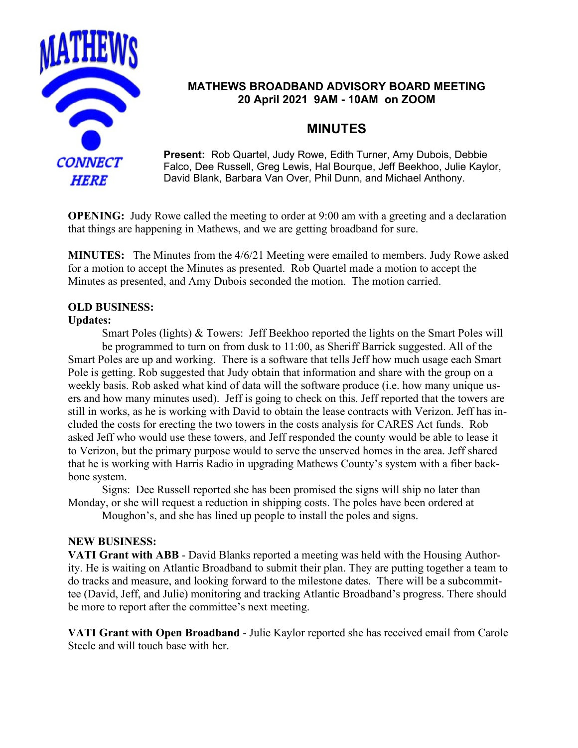MATHEWS

CONNECT HERE

## MATHEWS BROADBAND ADVISORY BOARD MEETING
### 20 April 2021 9AM - 10AM on ZOOM

## MINUTES

**Present:** Rob Quartel, Judy Rowe, Edith Turner, Amy Dubois, Debbie Falco, Dee Russell, Greg Lewis, Hal Bourque, Jeff Beekhoo, Julie Kaylor, David Blank, Barbara Van Over, Phil Dunn, and Michael Anthony.

**OPENING:** Judy Rowe called the meeting to order at 9:00 am with a greeting and a declaration that things are happening in Mathews, and we are getting broadband for sure.

**MINUTES:** The Minutes from the 4/6/21 Meeting were emailed to members. Judy Rowe asked for a motion to accept the Minutes as presented. Rob Quartel made a motion to accept the Minutes as presented, and Amy Dubois seconded the motion. The motion carried.

**OLD BUSINESS:**

**Updates:**

Smart Poles (lights) & Towers: Jeff Beekhoo reported the lights on the Smart Poles will be programmed to turn on from dusk to 11:00, as Sheriff Barrick suggested. All of the Smart Poles are up and working. There is a software that tells Jeff how much usage each Smart Pole is getting. Rob suggested that Judy obtain that information and share with the group on a weekly basis. Rob asked what kind of data will the software produce (i.e. how many unique users and how many minutes used). Jeff is going to check on this. Jeff reported that the towers are still in works, as he is working with David to obtain the lease contracts with Verizon. Jeff has included the costs for erecting the two towers in the costs analysis for CARES Act funds. Rob asked Jeff who would use these towers, and Jeff responded the county would be able to lease it to Verizon, but the primary purpose would to serve the unserved homes in the area. Jeff shared that he is working with Harris Radio in upgrading Mathews County's system with a fiber backbone system.

Signs: Dee Russell reported she has been promised the signs will ship no later than Monday, or she will request a reduction in shipping costs. The poles have been ordered at Moughon's, and she has lined up people to install the poles and signs.

**NEW BUSINESS:**

**VATI Grant with ABB** - David Blanks reported a meeting was held with the Housing Authority. He is waiting on Atlantic Broadband to submit their plan. They are putting together a team to do tracks and measure, and looking forward to the milestone dates. There will be a subcommittee (David, Jeff, and Julie) monitoring and tracking Atlantic Broadband's progress. There should be more to report after the committee's next meeting.

**VATI Grant with Open Broadband** - Julie Kaylor reported she has received email from Carole Steele and will touch base with her.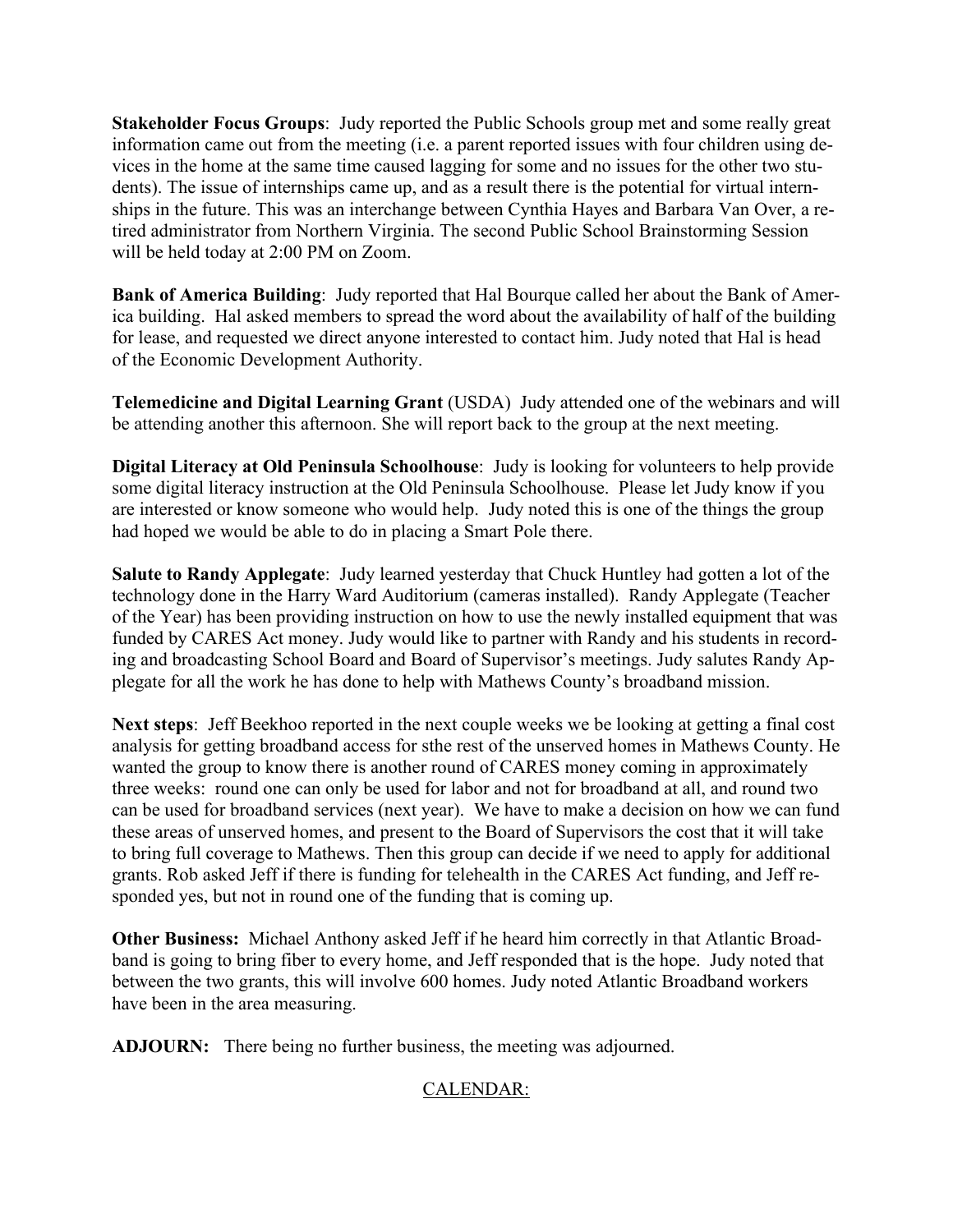**Stakeholder Focus Groups**: Judy reported the Public Schools group met and some really great information came out from the meeting (i.e. a parent reported issues with four children using devices in the home at the same time caused lagging for some and no issues for the other two students). The issue of internships came up, and as a result there is the potential for virtual internships in the future. This was an interchange between Cynthia Hayes and Barbara Van Over, a retired administrator from Northern Virginia. The second Public School Brainstorming Session will be held today at 2:00 PM on Zoom.

**Bank of America Building**: Judy reported that Hal Bourque called her about the Bank of America building. Hal asked members to spread the word about the availability of half of the building for lease, and requested we direct anyone interested to contact him. Judy noted that Hal is head of the Economic Development Authority.

**Telemedicine and Digital Learning Grant** (USDA) Judy attended one of the webinars and will be attending another this afternoon. She will report back to the group at the next meeting.

**Digital Literacy at Old Peninsula Schoolhouse**: Judy is looking for volunteers to help provide some digital literacy instruction at the Old Peninsula Schoolhouse. Please let Judy know if you are interested or know someone who would help. Judy noted this is one of the things the group had hoped we would be able to do in placing a Smart Pole there.

**Salute to Randy Applegate**: Judy learned yesterday that Chuck Huntley had gotten a lot of the technology done in the Harry Ward Auditorium (cameras installed). Randy Applegate (Teacher of the Year) has been providing instruction on how to use the newly installed equipment that was funded by CARES Act money. Judy would like to partner with Randy and his students in recording and broadcasting School Board and Board of Supervisor's meetings. Judy salutes Randy Applegate for all the work he has done to help with Mathews County's broadband mission.

**Next steps**: Jeff Beekhoo reported in the next couple weeks we be looking at getting a final cost analysis for getting broadband access for sthe rest of the unserved homes in Mathews County. He wanted the group to know there is another round of CARES money coming in approximately three weeks: round one can only be used for labor and not for broadband at all, and round two can be used for broadband services (next year). We have to make a decision on how we can fund these areas of unserved homes, and present to the Board of Supervisors the cost that it will take to bring full coverage to Mathews. Then this group can decide if we need to apply for additional grants. Rob asked Jeff if there is funding for telehealth in the CARES Act funding, and Jeff responded yes, but not in round one of the funding that is coming up.

**Other Business:** Michael Anthony asked Jeff if he heard him correctly in that Atlantic Broadband is going to bring fiber to every home, and Jeff responded that is the hope. Judy noted that between the two grants, this will involve 600 homes. Judy noted Atlantic Broadband workers have been in the area measuring.

**ADJOURN:** There being no further business, the meeting was adjourned.

<u>CALENDAR:</u>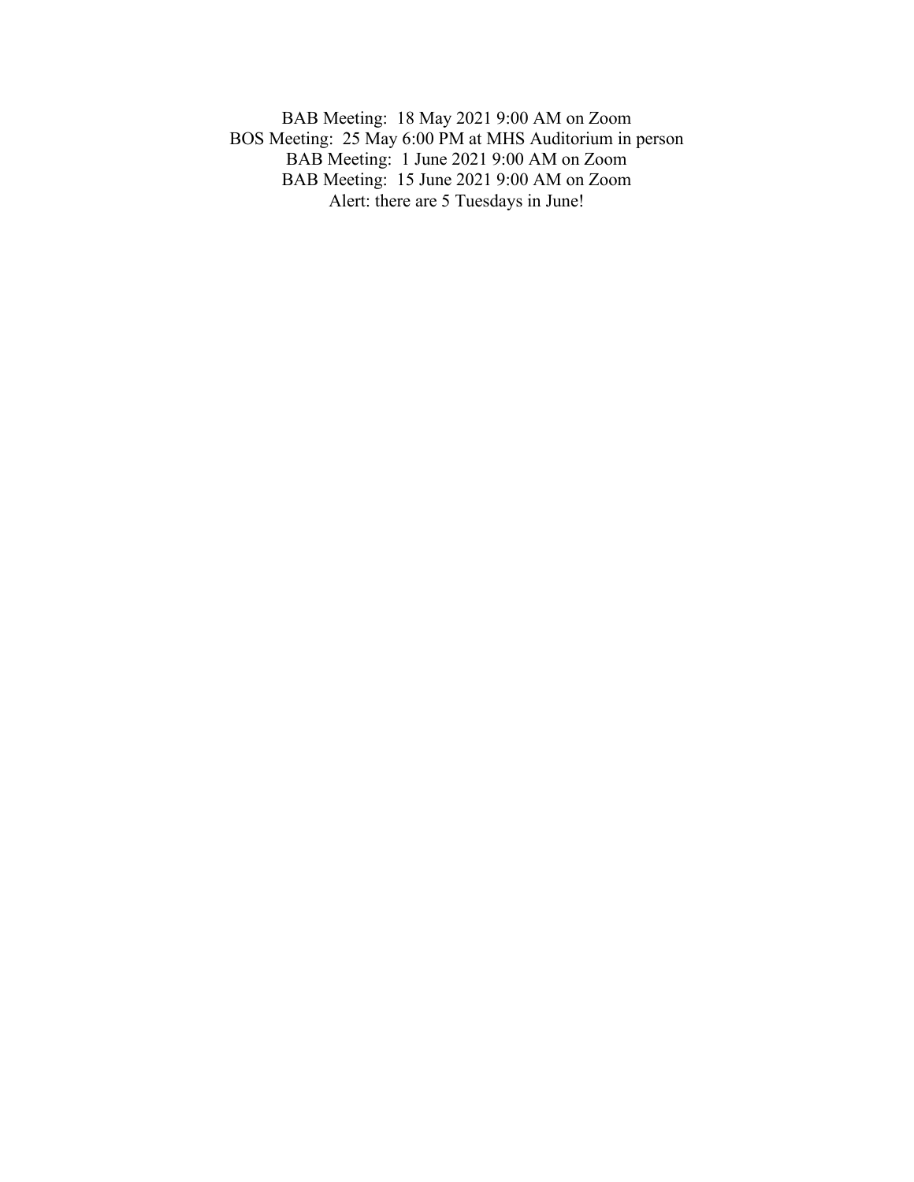BAB Meeting:  18 May 2021 9:00 AM on Zoom  
BOS Meeting:  25 May 6:00 PM at MHS Auditorium in person  
BAB Meeting:  1 June 2021 9:00 AM on Zoom  
BAB Meeting:  15 June 2021 9:00 AM on Zoom  
Alert: there are 5 Tuesdays in June!